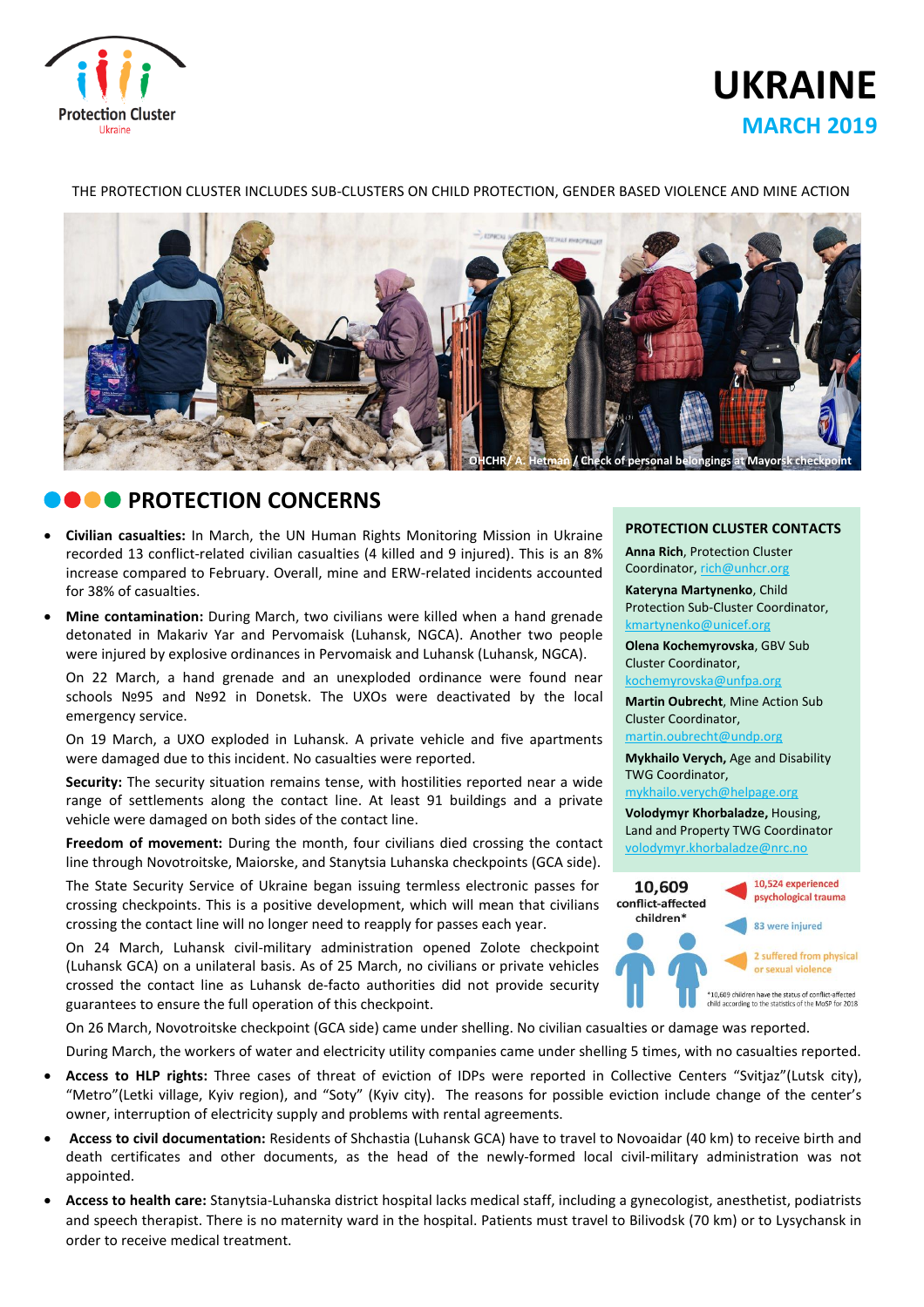Protection Cluster
Ukraine

# UKRAINE

## MARCH 2019

THE PROTECTION CLUSTER INCLUDES SUB-CLUSTERS ON CHILD PROTECTION, GENDER BASED VIOLENCE AND MINE ACTION

OHCHR/ A. Hetman / Check of personal belongings at Mayorsk checkpoint

## PROTECTION CONCERNS

- **Civilian casualties:** In March, the UN Human Rights Monitoring Mission in Ukraine recorded 13 conflict-related civilian casualties (4 killed and 9 injured). This is an 8% increase compared to February. Overall, mine and ERW-related incidents accounted for 38% of casualties.
- **Mine contamination:** During March, two civilians were killed when a hand grenade detonated in Makariv Yar and Pervomaisk (Luhansk, NGCA). Another two people were injured by explosive ordinances in Pervomaisk and Luhansk (Luhansk, NGCA).

  On 22 March, a hand grenade and an unexploded ordinance were found near schools №95 and №92 in Donetsk. The UXOs were deactivated by the local emergency service.

  On 19 March, a UXO exploded in Luhansk. A private vehicle and five apartments were damaged due to this incident. No casualties were reported.

  **Security:** The security situation remains tense, with hostilities reported near a wide range of settlements along the contact line. At least 91 buildings and a private vehicle were damaged on both sides of the contact line.

  **Freedom of movement:** During the month, four civilians died crossing the contact line through Novotroitske, Maiorske, and Stanytsia Luhanska checkpoints (GCA side).

  The State Security Service of Ukraine began issuing termless electronic passes for crossing checkpoints. This is a positive development, which will mean that civilians crossing the contact line will no longer need to reapply for passes each year.

  On 24 March, Luhansk civil-military administration opened Zolote checkpoint (Luhansk GCA) on a unilateral basis. As of 25 March, no civilians or private vehicles crossed the contact line as Luhansk de-facto authorities did not provide security guarantees to ensure the full operation of this checkpoint.

  On 26 March, Novotroitske checkpoint (GCA side) came under shelling. No civilian casualties or damage was reported.

  During March, the workers of water and electricity utility companies came under shelling 5 times, with no casualties reported.
- **Access to HLP rights:** Three cases of threat of eviction of IDPs were reported in Collective Centers "Svitjaz"(Lutsk city), "Metro"(Letki village, Kyiv region), and "Soty" (Kyiv city). The reasons for possible eviction include change of the center's owner, interruption of electricity supply and problems with rental agreements.
- **Access to civil documentation:** Residents of Shchastia (Luhansk GCA) have to travel to Novoaidar (40 km) to receive birth and death certificates and other documents, as the head of the newly-formed local civil-military administration was not appointed.
- **Access to health care:** Stanytsia-Luhanska district hospital lacks medical staff, including a gynecologist, anesthetist, podiatrists and speech therapist. There is no maternity ward in the hospital. Patients must travel to Bilivodsk (70 km) or to Lysychansk in order to receive medical treatment.

### PROTECTION CLUSTER CONTACTS

**Anna Rich**, Protection Cluster Coordinator, rich@unhcr.org

**Kateryna Martynenko**, Child Protection Sub-Cluster Coordinator, kmartynenko@unicef.org

**Olena Kochemyrovska**, GBV Sub Cluster Coordinator, kochemyrovska@unfpa.org

**Martin Oubrecht**, Mine Action Sub Cluster Coordinator, martin.oubrecht@undp.org

**Mykhailo Verych,** Age and Disability TWG Coordinator, mykhailo.verych@helpage.org

**Volodymyr Khorbaladze,** Housing, Land and Property TWG Coordinator volodymyr.khorbaladze@nrc.no

**10,609** conflict-affected children*

- 10,524 experienced psychological trauma
- 83 were injured
- 2 suffered from physical or sexual violence

*10,609 children have the status of conflict-affected child according to the statistics of the MoSP for 2018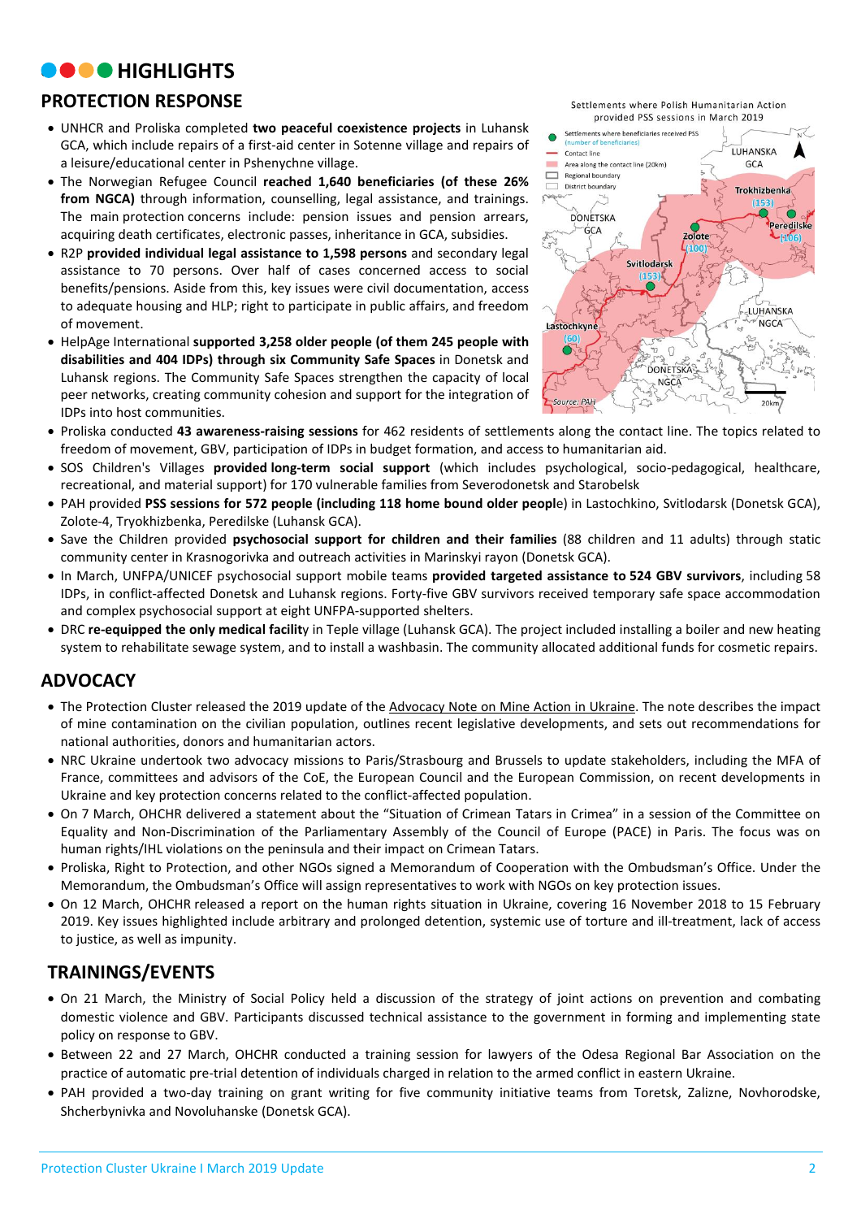# HIGHLIGHTS

## PROTECTION RESPONSE

- UNHCR and Proliska completed **two peaceful coexistence projects** in Luhansk GCA, which include repairs of a first-aid center in Sotenne village and repairs of a leisure/educational center in Pshenychne village.
- The Norwegian Refugee Council **reached 1,640 beneficiaries (of these 26% from NGCA)** through information, counselling, legal assistance, and trainings. The main protection concerns include: pension issues and pension arrears, acquiring death certificates, electronic passes, inheritance in GCA, subsidies.
- R2P **provided individual legal assistance to 1,598 persons** and secondary legal assistance to 70 persons. Over half of cases concerned access to social benefits/pensions. Aside from this, key issues were civil documentation, access to adequate housing and HLP; right to participate in public affairs, and freedom of movement.
- HelpAge International **supported 3,258 older people (of them 245 people with disabilities and 404 IDPs) through six Community Safe Spaces** in Donetsk and Luhansk regions. The Community Safe Spaces strengthen the capacity of local peer networks, creating community cohesion and support for the integration of IDPs into host communities.

Settlements where Polish Humanitarian Action provided PSS sessions in March 2019

Settlements where beneficiaries received PSS (number of beneficiaries)
Contact line
Area along the contact line (20km)
Regional boundary
District boundary

LUHANSKA GCA
DONETSKA GCA
Trokhizbenka (153)
Peredilske (106)
Zolote (100)
Svitlodarsk (153)
Lastochkyne (60)
LUHANSKA NGCA
DONETSKA NGCA
Source: PAH
20km

- Proliska conducted **43 awareness-raising sessions** for 462 residents of settlements along the contact line. The topics related to freedom of movement, GBV, participation of IDPs in budget formation, and access to humanitarian aid.
- SOS Children's Villages **provided long-term social support** (which includes psychological, socio-pedagogical, healthcare, recreational, and material support) for 170 vulnerable families from Severodonetsk and Starobelsk
- PAH provided **PSS sessions for 572 people (including 118 home bound older people**) in Lastochkino, Svitlodarsk (Donetsk GCA), Zolote-4, Tryokhizbenka, Peredilske (Luhansk GCA).
- Save the Children provided **psychosocial support for children and their families** (88 children and 11 adults) through static community center in Krasnogorivka and outreach activities in Marinskyi rayon (Donetsk GCA).
- In March, UNFPA/UNICEF psychosocial support mobile teams **provided targeted assistance to 524 GBV survivors**, including 58 IDPs, in conflict-affected Donetsk and Luhansk regions. Forty-five GBV survivors received temporary safe space accommodation and complex psychosocial support at eight UNFPA-supported shelters.
- DRC **re-equipped the only medical facility** in Teple village (Luhansk GCA). The project included installing a boiler and new heating system to rehabilitate sewage system, and to install a washbasin. The community allocated additional funds for cosmetic repairs.

## ADVOCACY

- The Protection Cluster released the 2019 update of the Advocacy Note on Mine Action in Ukraine. The note describes the impact of mine contamination on the civilian population, outlines recent legislative developments, and sets out recommendations for national authorities, donors and humanitarian actors.
- NRC Ukraine undertook two advocacy missions to Paris/Strasbourg and Brussels to update stakeholders, including the MFA of France, committees and advisors of the CoE, the European Council and the European Commission, on recent developments in Ukraine and key protection concerns related to the conflict-affected population.
- On 7 March, OHCHR delivered a statement about the "Situation of Crimean Tatars in Crimea" in a session of the Committee on Equality and Non-Discrimination of the Parliamentary Assembly of the Council of Europe (PACE) in Paris. The focus was on human rights/IHL violations on the peninsula and their impact on Crimean Tatars.
- Proliska, Right to Protection, and other NGOs signed a Memorandum of Cooperation with the Ombudsman's Office. Under the Memorandum, the Ombudsman's Office will assign representatives to work with NGOs on key protection issues.
- On 12 March, OHCHR released a report on the human rights situation in Ukraine, covering 16 November 2018 to 15 February 2019. Key issues highlighted include arbitrary and prolonged detention, systemic use of torture and ill-treatment, lack of access to justice, as well as impunity.

## TRAININGS/EVENTS

- On 21 March, the Ministry of Social Policy held a discussion of the strategy of joint actions on prevention and combating domestic violence and GBV. Participants discussed technical assistance to the government in forming and implementing state policy on response to GBV.
- Between 22 and 27 March, OHCHR conducted a training session for lawyers of the Odesa Regional Bar Association on the practice of automatic pre-trial detention of individuals charged in relation to the armed conflict in eastern Ukraine.
- PAH provided a two-day training on grant writing for five community initiative teams from Toretsk, Zalizne, Novhorodske, Shcherbynivka and Novoluhanske (Donetsk GCA).